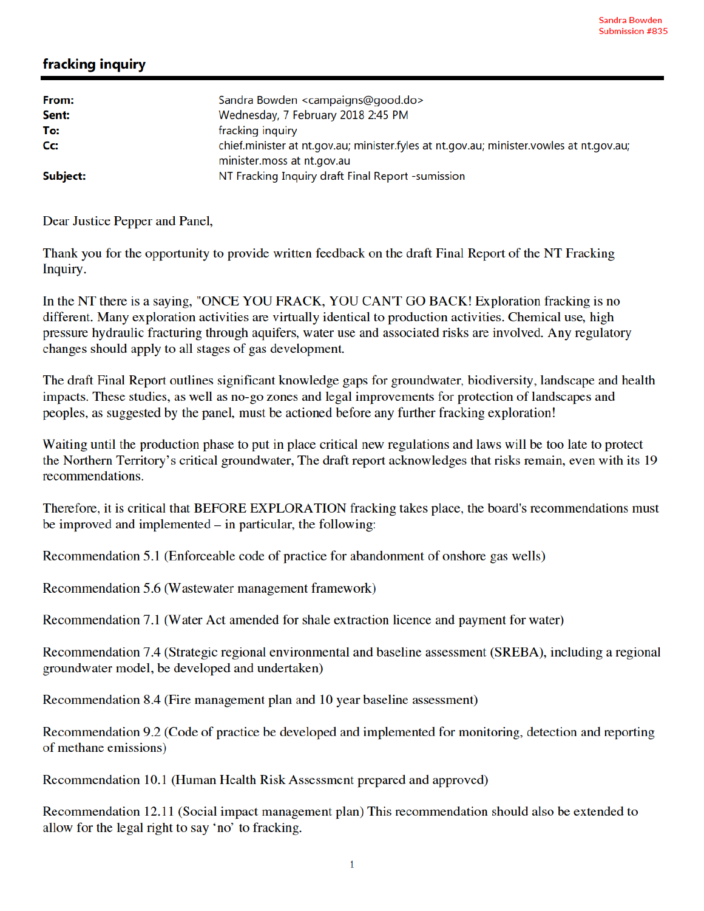Sandra Bowden
Submission #835

# fracking inquiry

**From:** Sandra Bowden <campaigns@good.do>
**Sent:** Wednesday, 7 February 2018 2:45 PM
**To:** fracking inquiry
**Cc:** chief.minister at nt.gov.au; minister.fyles at nt.gov.au; minister.vowles at nt.gov.au; minister.moss at nt.gov.au
**Subject:** NT Fracking Inquiry draft Final Report -sumission

Dear Justice Pepper and Panel,

Thank you for the opportunity to provide written feedback on the draft Final Report of the NT Fracking Inquiry.

In the NT there is a saying, "ONCE YOU FRACK, YOU CAN'T GO BACK! Exploration fracking is no different. Many exploration activities are virtually identical to production activities. Chemical use, high pressure hydraulic fracturing through aquifers, water use and associated risks are involved. Any regulatory changes should apply to all stages of gas development.

The draft Final Report outlines significant knowledge gaps for groundwater, biodiversity, landscape and health impacts. These studies, as well as no-go zones and legal improvements for protection of landscapes and peoples, as suggested by the panel, must be actioned before any further fracking exploration!

Waiting until the production phase to put in place critical new regulations and laws will be too late to protect the Northern Territory's critical groundwater, The draft report acknowledges that risks remain, even with its 19 recommendations.

Therefore, it is critical that BEFORE EXPLORATION fracking takes place, the board's recommendations must be improved and implemented – in particular, the following:

Recommendation 5.1 (Enforceable code of practice for abandonment of onshore gas wells)

Recommendation 5.6 (Wastewater management framework)

Recommendation 7.1 (Water Act amended for shale extraction licence and payment for water)

Recommendation 7.4 (Strategic regional environmental and baseline assessment (SREBA), including a regional groundwater model, be developed and undertaken)

Recommendation 8.4 (Fire management plan and 10 year baseline assessment)

Recommendation 9.2 (Code of practice be developed and implemented for monitoring, detection and reporting of methane emissions)

Recommendation 10.1 (Human Health Risk Assessment prepared and approved)

Recommendation 12.11 (Social impact management plan) This recommendation should also be extended to allow for the legal right to say 'no' to fracking.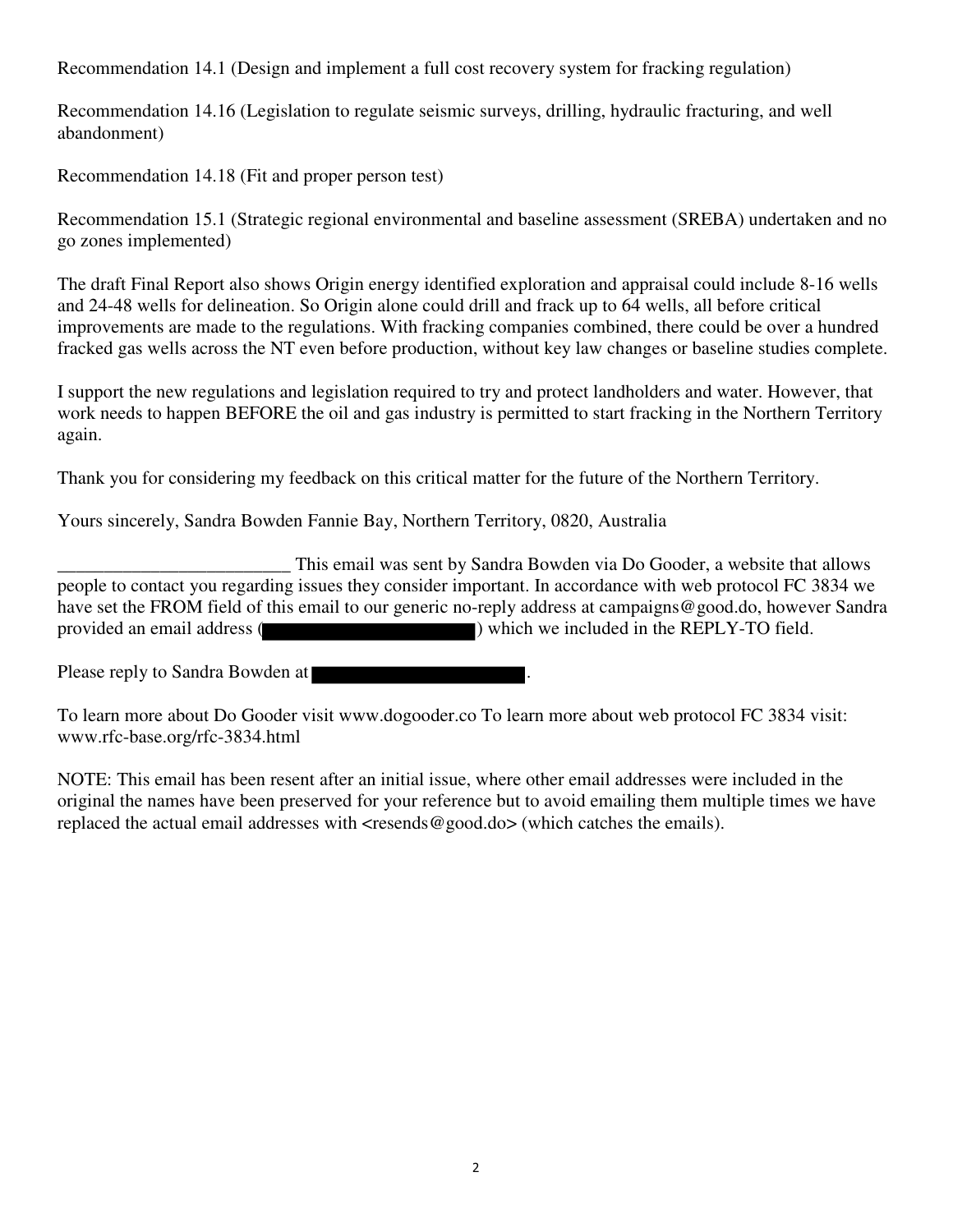Recommendation 14.1 (Design and implement a full cost recovery system for fracking regulation)

Recommendation 14.16 (Legislation to regulate seismic surveys, drilling, hydraulic fracturing, and well abandonment)

Recommendation 14.18 (Fit and proper person test)

Recommendation 15.1 (Strategic regional environmental and baseline assessment (SREBA) undertaken and no go zones implemented)

The draft Final Report also shows Origin energy identified exploration and appraisal could include 8-16 wells and 24-48 wells for delineation. So Origin alone could drill and frack up to 64 wells, all before critical improvements are made to the regulations. With fracking companies combined, there could be over a hundred fracked gas wells across the NT even before production, without key law changes or baseline studies complete.

I support the new regulations and legislation required to try and protect landholders and water. However, that work needs to happen BEFORE the oil and gas industry is permitted to start fracking in the Northern Territory again.

Thank you for considering my feedback on this critical matter for the future of the Northern Territory.

Yours sincerely, Sandra Bowden Fannie Bay, Northern Territory, 0820, Australia

_________________________ This email was sent by Sandra Bowden via Do Gooder, a website that allows people to contact you regarding issues they consider important. In accordance with web protocol FC 3834 we have set the FROM field of this email to our generic no-reply address at campaigns@good.do, however Sandra provided an email address (███████████████) which we included in the REPLY-TO field.

Please reply to Sandra Bowden at ███████████████.

To learn more about Do Gooder visit www.dogooder.co To learn more about web protocol FC 3834 visit: www.rfc-base.org/rfc-3834.html

NOTE: This email has been resent after an initial issue, where other email addresses were included in the original the names have been preserved for your reference but to avoid emailing them multiple times we have replaced the actual email addresses with <resends@good.do> (which catches the emails).